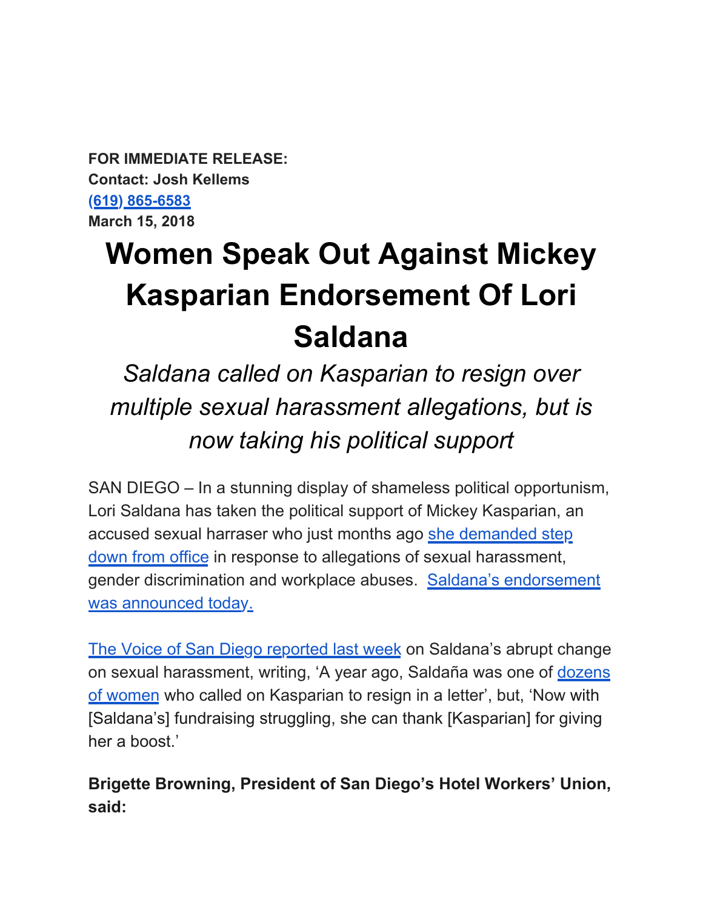**FOR IMMEDIATE RELEASE:**
**Contact: Josh Kellems**
**[(619) 865-6583]**
**March 15, 2018**

# Women Speak Out Against Mickey Kasparian Endorsement Of Lori Saldana

*Saldana called on Kasparian to resign over multiple sexual harassment allegations, but is now taking his political support*

SAN DIEGO – In a stunning display of shameless political opportunism, Lori Saldana has taken the political support of Mickey Kasparian, an accused sexual harraser who just months ago she demanded step down from office in response to allegations of sexual harassment, gender discrimination and workplace abuses. Saldana's endorsement was announced today.

The Voice of San Diego reported last week on Saldana's abrupt change on sexual harassment, writing, 'A year ago, Saldaña was one of dozens of women who called on Kasparian to resign in a letter', but, 'Now with [Saldana's] fundraising struggling, she can thank [Kasparian] for giving her a boost.'

**Brigette Browning, President of San Diego's Hotel Workers' Union, said:**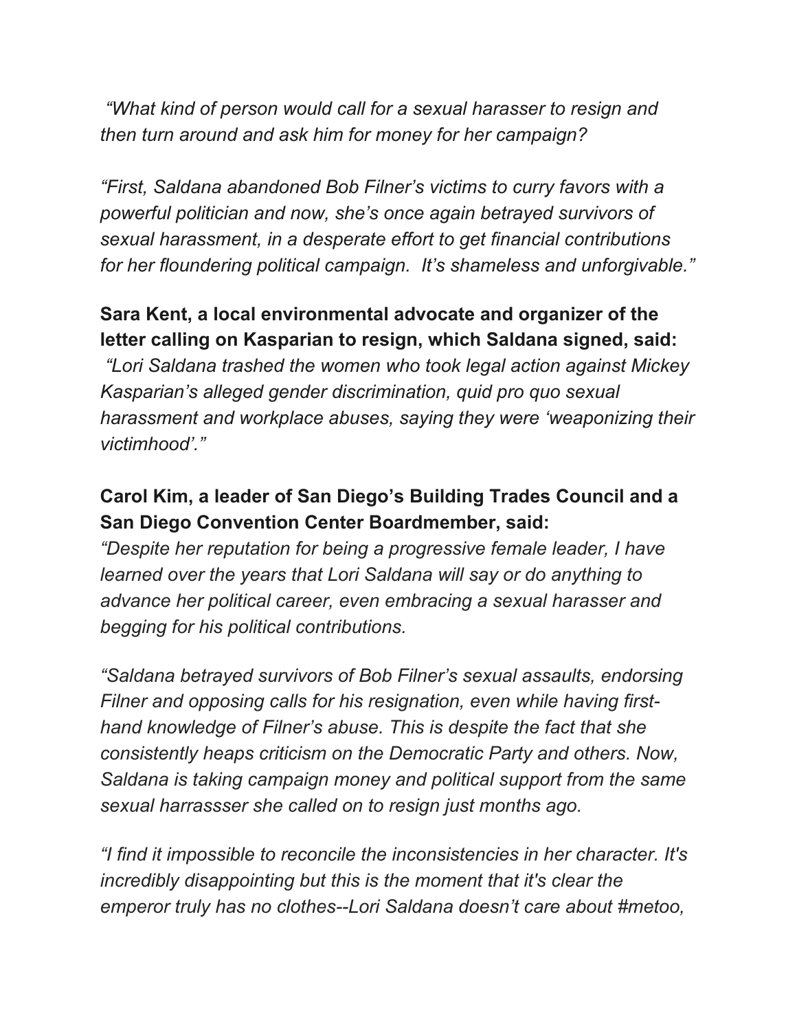*"What kind of person would call for a sexual harasser to resign and then turn around and ask him for money for her campaign?*

*"First, Saldana abandoned Bob Filner's victims to curry favors with a powerful politician and now, she's once again betrayed survivors of sexual harassment, in a desperate effort to get financial contributions for her floundering political campaign. It's shameless and unforgivable."*

**Sara Kent, a local environmental advocate and organizer of the letter calling on Kasparian to resign, which Saldana signed, said:**
*"Lori Saldana trashed the women who took legal action against Mickey Kasparian's alleged gender discrimination, quid pro quo sexual harassment and workplace abuses, saying they were 'weaponizing their victimhood'."*

**Carol Kim, a leader of San Diego's Building Trades Council and a San Diego Convention Center Boardmember, said:**
*"Despite her reputation for being a progressive female leader, I have learned over the years that Lori Saldana will say or do anything to advance her political career, even embracing a sexual harasser and begging for his political contributions.*

*"Saldana betrayed survivors of Bob Filner's sexual assaults, endorsing Filner and opposing calls for his resignation, even while having first-hand knowledge of Filner's abuse. This is despite the fact that she consistently heaps criticism on the Democratic Party and others. Now, Saldana is taking campaign money and political support from the same sexual harrassser she called on to resign just months ago.*

*"I find it impossible to reconcile the inconsistencies in her character. It's incredibly disappointing but this is the moment that it's clear the emperor truly has no clothes--Lori Saldana doesn't care about #metoo,*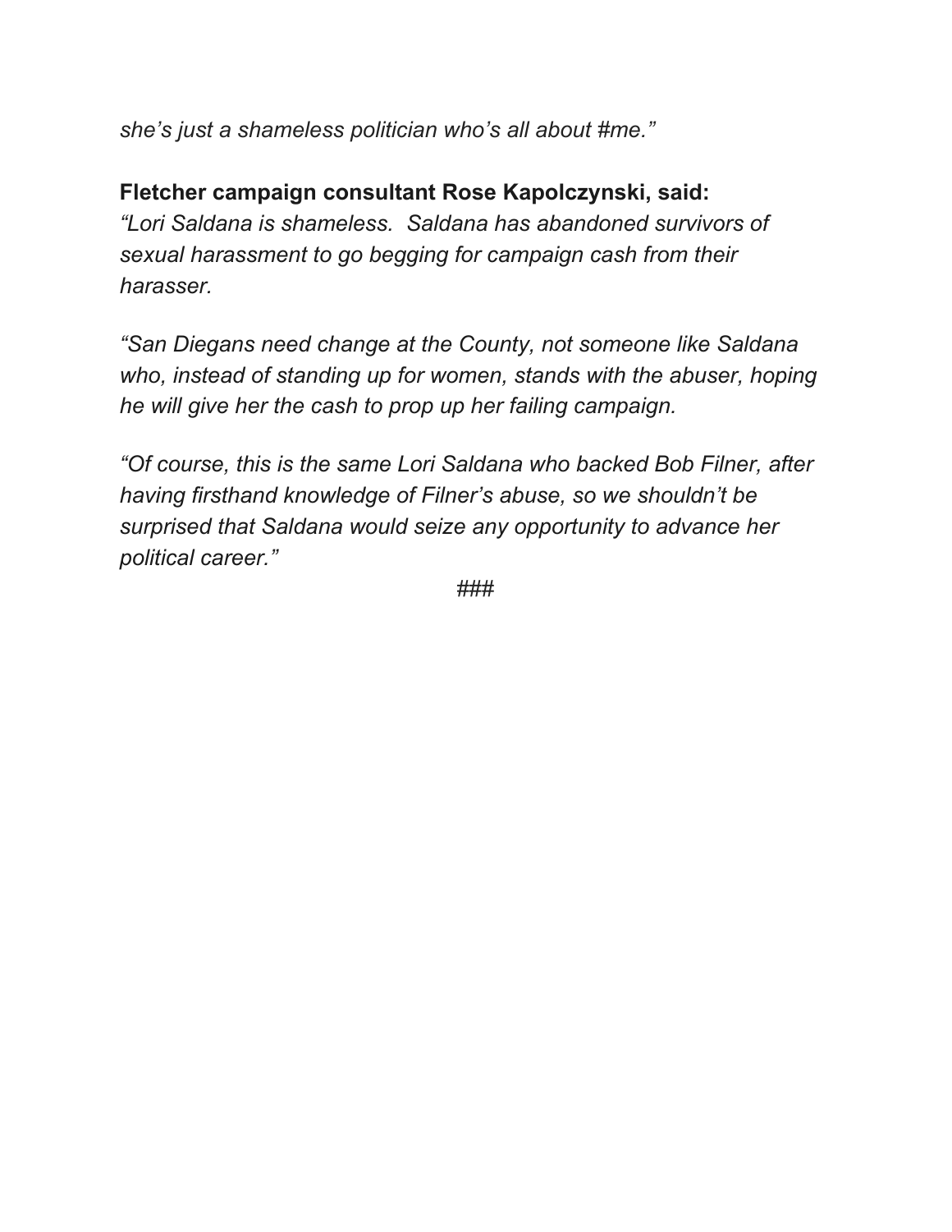*she's just a shameless politician who's all about #me."*

**Fletcher campaign consultant Rose Kapolczynski, said:**
*"Lori Saldana is shameless.  Saldana has abandoned survivors of sexual harassment to go begging for campaign cash from their harasser.*

*"San Diegans need change at the County, not someone like Saldana who, instead of standing up for women, stands with the abuser, hoping he will give her the cash to prop up her failing campaign.*

*"Of course, this is the same Lori Saldana who backed Bob Filner, after having firsthand knowledge of Filner's abuse, so we shouldn't be surprised that Saldana would seize any opportunity to advance her political career."*

###